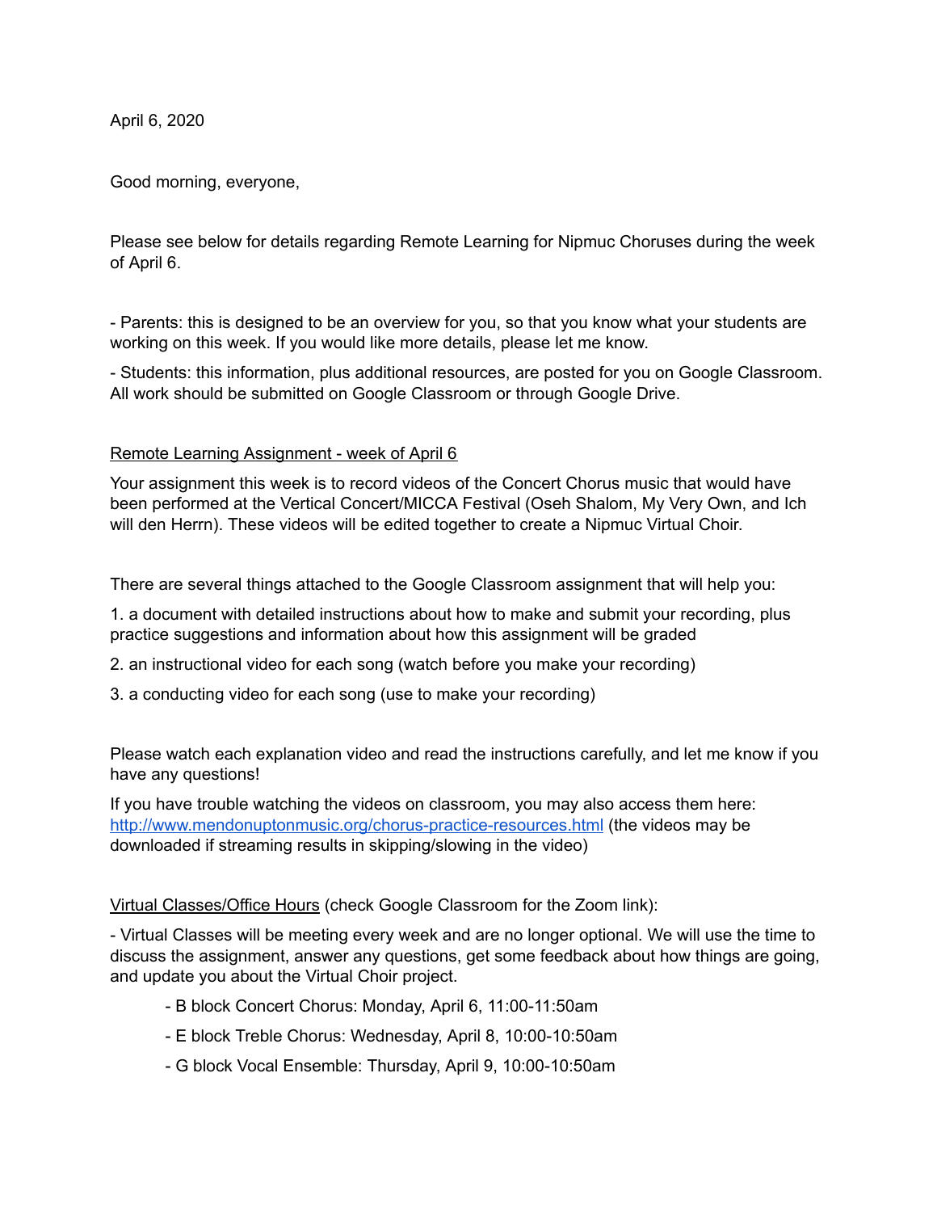April 6, 2020

Good morning, everyone,

Please see below for details regarding Remote Learning for Nipmuc Choruses during the week of April 6.

- Parents: this is designed to be an overview for you, so that you know what your students are working on this week. If you would like more details, please let me know.
- Students: this information, plus additional resources, are posted for you on Google Classroom. All work should be submitted on Google Classroom or through Google Drive.

<u>Remote Learning Assignment - week of April 6</u>

Your assignment this week is to record videos of the Concert Chorus music that would have been performed at the Vertical Concert/MICCA Festival (Oseh Shalom, My Very Own, and Ich will den Herrn). These videos will be edited together to create a Nipmuc Virtual Choir.

There are several things attached to the Google Classroom assignment that will help you:

1. a document with detailed instructions about how to make and submit your recording, plus practice suggestions and information about how this assignment will be graded
2. an instructional video for each song (watch before you make your recording)
3. a conducting video for each song (use to make your recording)

Please watch each explanation video and read the instructions carefully, and let me know if you have any questions!

If you have trouble watching the videos on classroom, you may also access them here: [http://www.mendonuptonmusic.org/chorus-practice-resources.html](http://www.mendonuptonmusic.org/chorus-practice-resources.html) (the videos may be downloaded if streaming results in skipping/slowing in the video)

<u>Virtual Classes/Office Hours</u> (check Google Classroom for the Zoom link):

- Virtual Classes will be meeting every week and are no longer optional. We will use the time to discuss the assignment, answer any questions, get some feedback about how things are going, and update you about the Virtual Choir project.
  - B block Concert Chorus: Monday, April 6, 11:00-11:50am
  - E block Treble Chorus: Wednesday, April 8, 10:00-10:50am
  - G block Vocal Ensemble: Thursday, April 9, 10:00-10:50am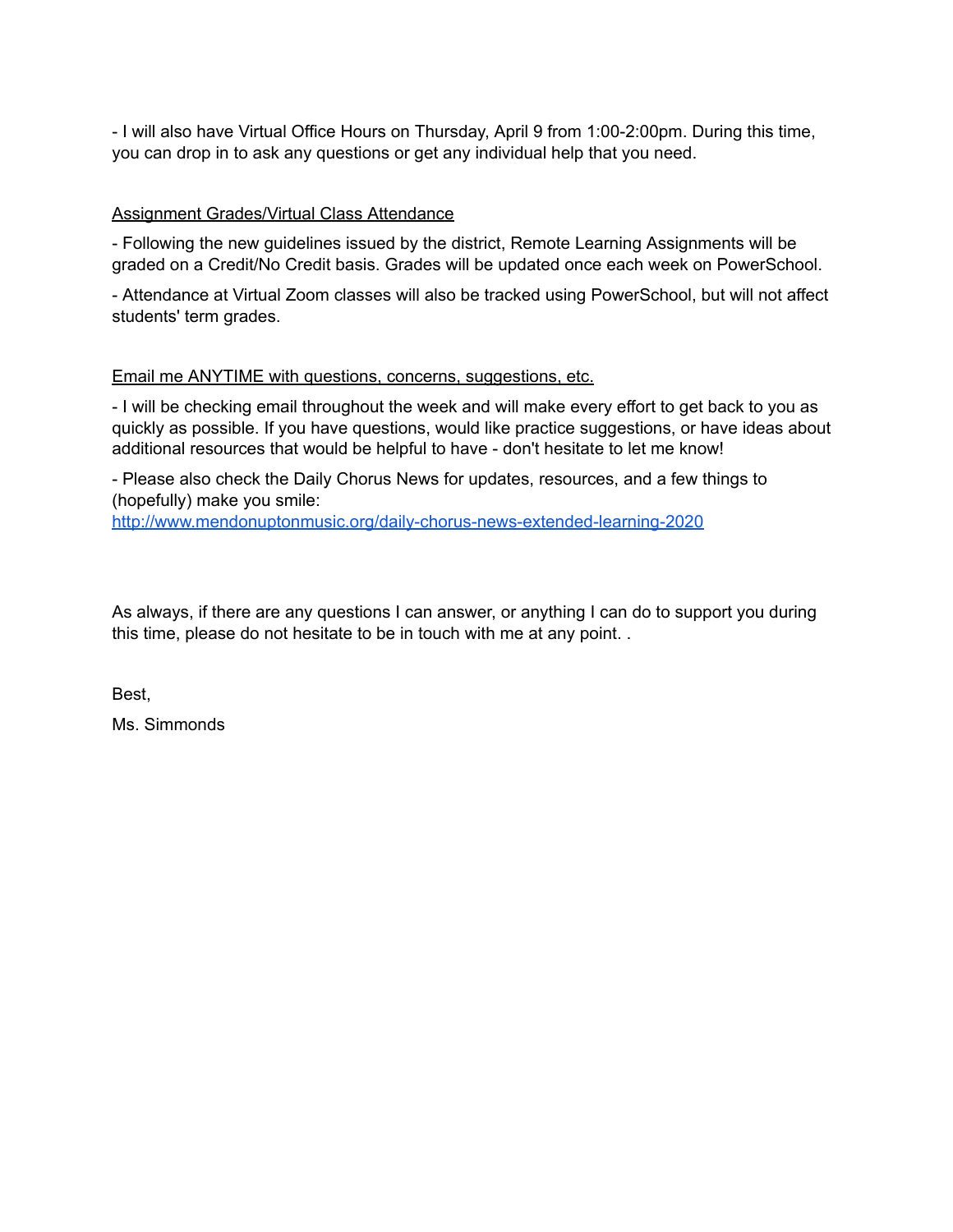- I will also have Virtual Office Hours on Thursday, April 9 from 1:00-2:00pm. During this time, you can drop in to ask any questions or get any individual help that you need.

<u>Assignment Grades/Virtual Class Attendance</u>

- Following the new guidelines issued by the district, Remote Learning Assignments will be graded on a Credit/No Credit basis. Grades will be updated once each week on PowerSchool.

- Attendance at Virtual Zoom classes will also be tracked using PowerSchool, but will not affect students' term grades.

<u>Email me ANYTIME with questions, concerns, suggestions, etc.</u>

- I will be checking email throughout the week and will make every effort to get back to you as quickly as possible. If you have questions, would like practice suggestions, or have ideas about additional resources that would be helpful to have - don't hesitate to let me know!

- Please also check the Daily Chorus News for updates, resources, and a few things to (hopefully) make you smile: [http://www.mendonuptonmusic.org/daily-chorus-news-extended-learning-2020](http://www.mendonuptonmusic.org/daily-chorus-news-extended-learning-2020)

As always, if there are any questions I can answer, or anything I can do to support you during this time, please do not hesitate to be in touch with me at any point. .

Best,

Ms. Simmonds